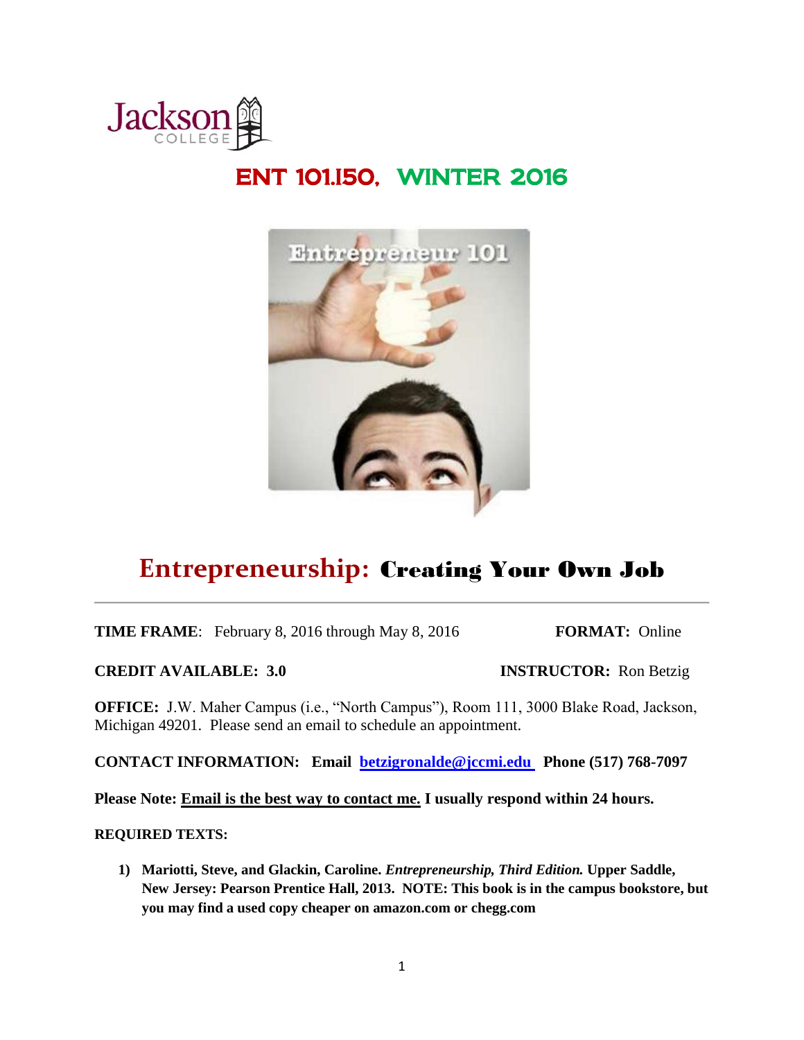# ENT 101.150, WINTER 2016

# Entrepreneurship: Creating Your Own Job

---

**TIME FRAME**: February 8, 2016 through May 8, 2016 **FORMAT:** Online

**CREDIT AVAILABLE: 3.0** **INSTRUCTOR:** Ron Betzig

**OFFICE:** J.W. Maher Campus (i.e., "North Campus"), Room 111, 3000 Blake Road, Jackson, Michigan 49201. Please send an email to schedule an appointment.

**CONTACT INFORMATION: Email betzigronalde@jccmi.edu Phone (517) 768-7097**

**Please Note: Email is the best way to contact me. I usually respond within 24 hours.**

**REQUIRED TEXTS:**

1) **Mariotti, Steve, and Glackin, Caroline. *Entrepreneurship, Third Edition.* Upper Saddle, New Jersey: Pearson Prentice Hall, 2013. NOTE: This book is in the campus bookstore, but you may find a used copy cheaper on amazon.com or chegg.com**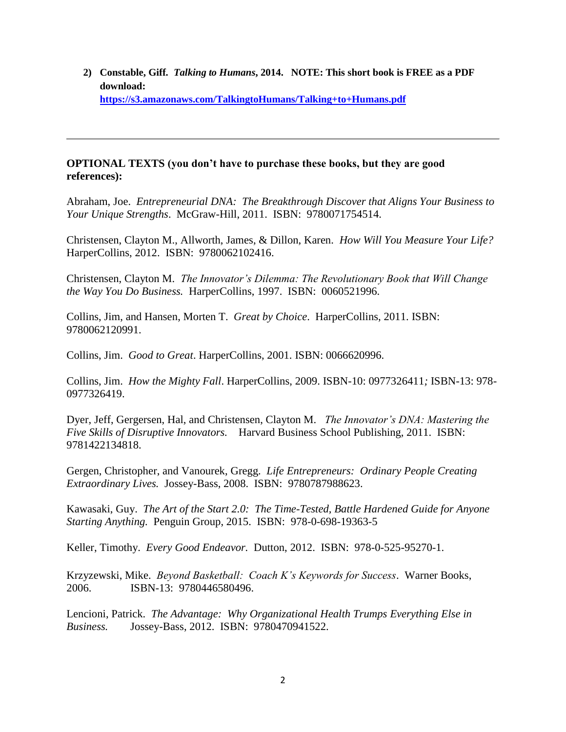2) **Constable, Giff. *Talking to Humans*, 2014. NOTE: This short book is FREE as a PDF download:**
   **[https://s3.amazonaws.com/TalkingtoHumans/Talking+to+Humans.pdf](https://s3.amazonaws.com/TalkingtoHumans/Talking+to+Humans.pdf)**

---

**OPTIONAL TEXTS (you don't have to purchase these books, but they are good references):**

Abraham, Joe. *Entrepreneurial DNA: The Breakthrough Discover that Aligns Your Business to Your Unique Strengths*. McGraw-Hill, 2011. ISBN: 9780071754514.

Christensen, Clayton M., Allworth, James, & Dillon, Karen. *How Will You Measure Your Life?* HarperCollins, 2012. ISBN: 9780062102416.

Christensen, Clayton M. *The Innovator's Dilemma: The Revolutionary Book that Will Change the Way You Do Business.* HarperCollins, 1997. ISBN: 0060521996.

Collins, Jim, and Hansen, Morten T. *Great by Choice*. HarperCollins, 2011. ISBN: 9780062120991.

Collins, Jim. *Good to Great*. HarperCollins, 2001. ISBN: 0066620996.

Collins, Jim. *How the Mighty Fall*. HarperCollins, 2009. ISBN-10: 0977326411*;* ISBN-13: 978-0977326419.

Dyer, Jeff, Gergersen, Hal, and Christensen, Clayton M. *The Innovator's DNA: Mastering the Five Skills of Disruptive Innovators.* Harvard Business School Publishing, 2011. ISBN: 9781422134818.

Gergen, Christopher, and Vanourek, Gregg. *Life Entrepreneurs: Ordinary People Creating Extraordinary Lives.* Jossey-Bass, 2008. ISBN: 9780787988623.

Kawasaki, Guy. *The Art of the Start 2.0: The Time-Tested, Battle Hardened Guide for Anyone Starting Anything.* Penguin Group, 2015. ISBN: 978-0-698-19363-5

Keller, Timothy. *Every Good Endeavor.* Dutton, 2012. ISBN: 978-0-525-95270-1.

Krzyzewski, Mike. *Beyond Basketball: Coach K's Keywords for Success*. Warner Books, 2006. ISBN-13: 9780446580496.

Lencioni, Patrick. *The Advantage: Why Organizational Health Trumps Everything Else in Business.* Jossey-Bass, 2012. ISBN: 9780470941522.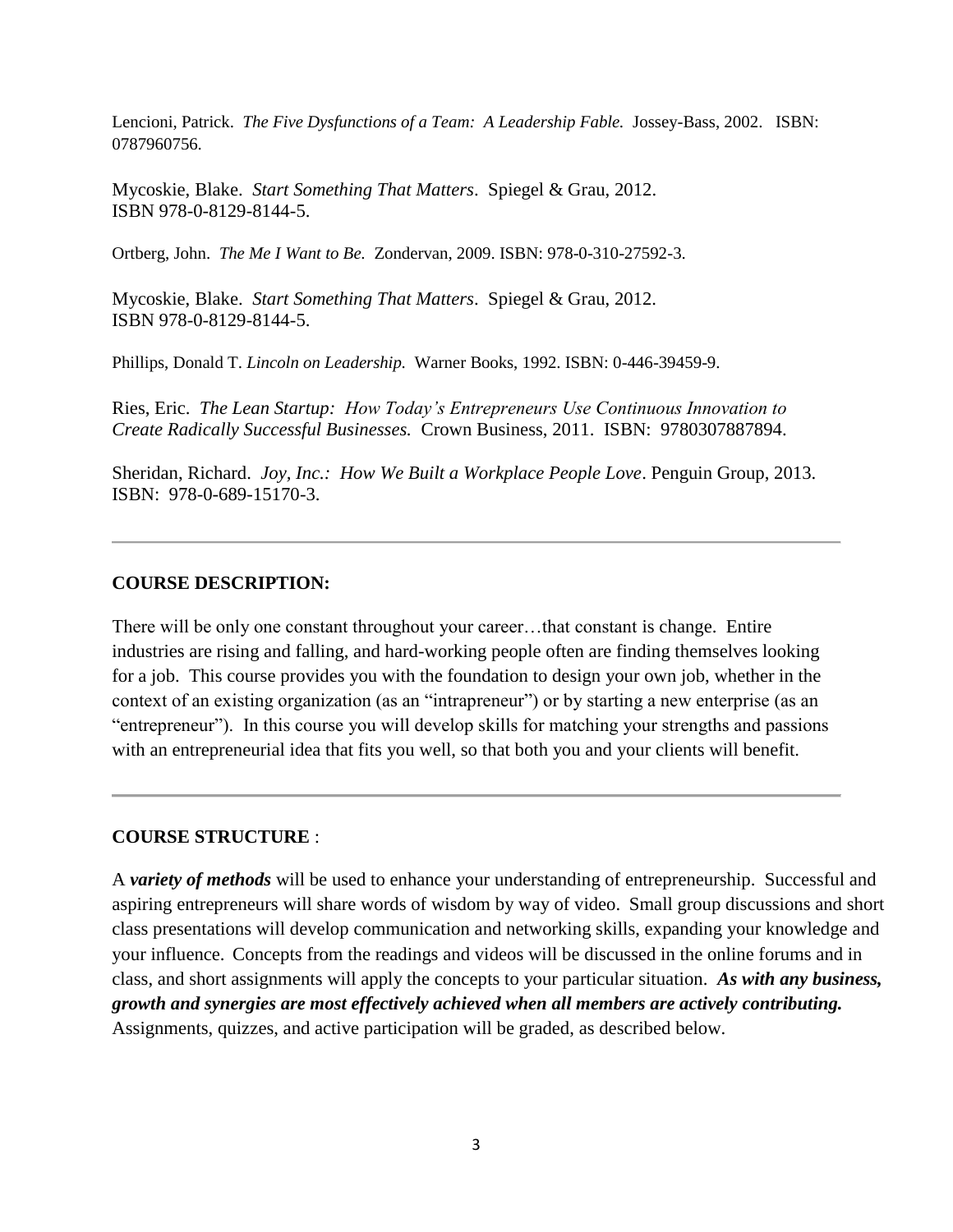Lencioni, Patrick. *The Five Dysfunctions of a Team: A Leadership Fable.* Jossey-Bass, 2002. ISBN: 0787960756.

Mycoskie, Blake. *Start Something That Matters*. Spiegel & Grau, 2012. ISBN 978-0-8129-8144-5.

Ortberg, John. *The Me I Want to Be.* Zondervan, 2009. ISBN: 978-0-310-27592-3.

Mycoskie, Blake. *Start Something That Matters*. Spiegel & Grau, 2012. ISBN 978-0-8129-8144-5.

Phillips, Donald T. *Lincoln on Leadership.* Warner Books, 1992. ISBN: 0-446-39459-9.

Ries, Eric. *The Lean Startup: How Today's Entrepreneurs Use Continuous Innovation to Create Radically Successful Businesses.* Crown Business, 2011. ISBN: 9780307887894.

Sheridan, Richard. *Joy, Inc.: How We Built a Workplace People Love*. Penguin Group, 2013. ISBN: 978-0-689-15170-3.

---

**COURSE DESCRIPTION:**

There will be only one constant throughout your career…that constant is change. Entire industries are rising and falling, and hard-working people often are finding themselves looking for a job. This course provides you with the foundation to design your own job, whether in the context of an existing organization (as an "intrapreneur") or by starting a new enterprise (as an "entrepreneur"). In this course you will develop skills for matching your strengths and passions with an entrepreneurial idea that fits you well, so that both you and your clients will benefit.

---

**COURSE STRUCTURE** :

A ***variety of methods*** will be used to enhance your understanding of entrepreneurship. Successful and aspiring entrepreneurs will share words of wisdom by way of video. Small group discussions and short class presentations will develop communication and networking skills, expanding your knowledge and your influence. Concepts from the readings and videos will be discussed in the online forums and in class, and short assignments will apply the concepts to your particular situation. ***As with any business, growth and synergies are most effectively achieved when all members are actively contributing.*** Assignments, quizzes, and active participation will be graded, as described below.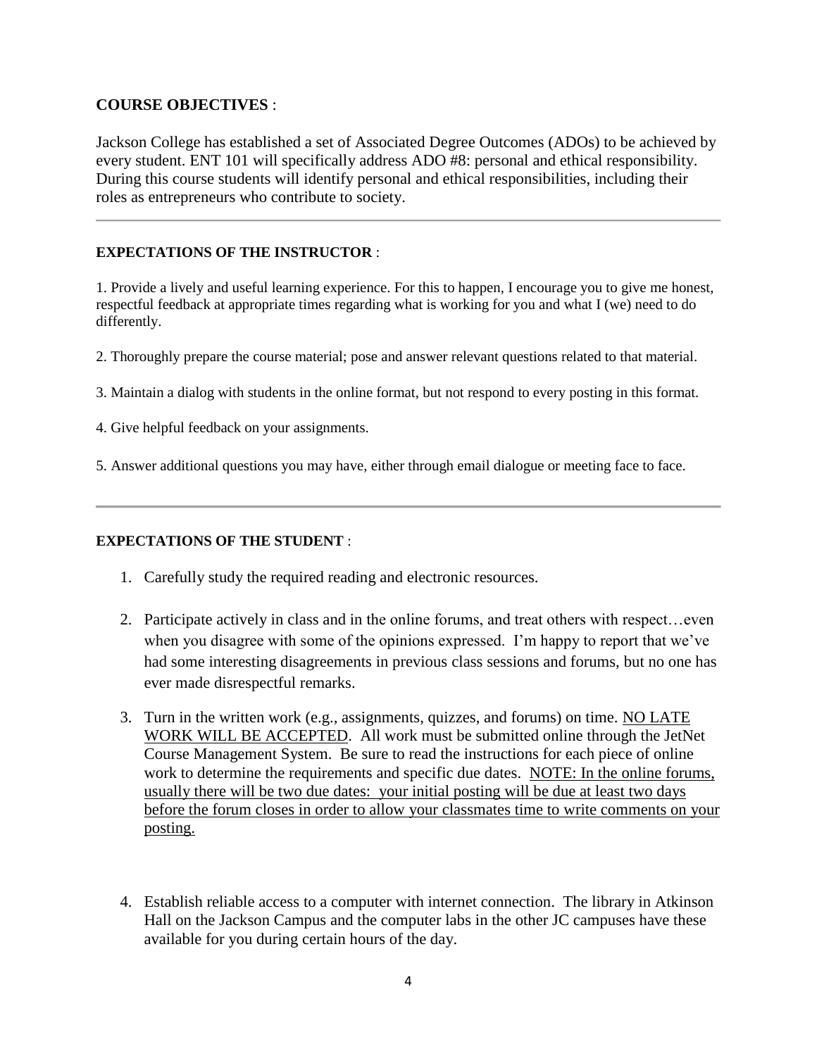**COURSE OBJECTIVES** :

Jackson College has established a set of Associated Degree Outcomes (ADOs) to be achieved by every student. ENT 101 will specifically address ADO #8: personal and ethical responsibility. During this course students will identify personal and ethical responsibilities, including their roles as entrepreneurs who contribute to society.

---

**EXPECTATIONS OF THE INSTRUCTOR** :

1. Provide a lively and useful learning experience. For this to happen, I encourage you to give me honest, respectful feedback at appropriate times regarding what is working for you and what I (we) need to do differently.

2. Thoroughly prepare the course material; pose and answer relevant questions related to that material.

3. Maintain a dialog with students in the online format, but not respond to every posting in this format.

4. Give helpful feedback on your assignments.

5. Answer additional questions you may have, either through email dialogue or meeting face to face.

---

**EXPECTATIONS OF THE STUDENT** :

1. Carefully study the required reading and electronic resources.

2. Participate actively in class and in the online forums, and treat others with respect…even when you disagree with some of the opinions expressed. I'm happy to report that we've had some interesting disagreements in previous class sessions and forums, but no one has ever made disrespectful remarks.

3. Turn in the written work (e.g., assignments, quizzes, and forums) on time. <u>NO LATE WORK WILL BE ACCEPTED</u>. All work must be submitted online through the JetNet Course Management System. Be sure to read the instructions for each piece of online work to determine the requirements and specific due dates. <u>NOTE: In the online forums, usually there will be two due dates: your initial posting will be due at least two days before the forum closes in order to allow your classmates time to write comments on your posting.</u>

4. Establish reliable access to a computer with internet connection. The library in Atkinson Hall on the Jackson Campus and the computer labs in the other JC campuses have these available for you during certain hours of the day.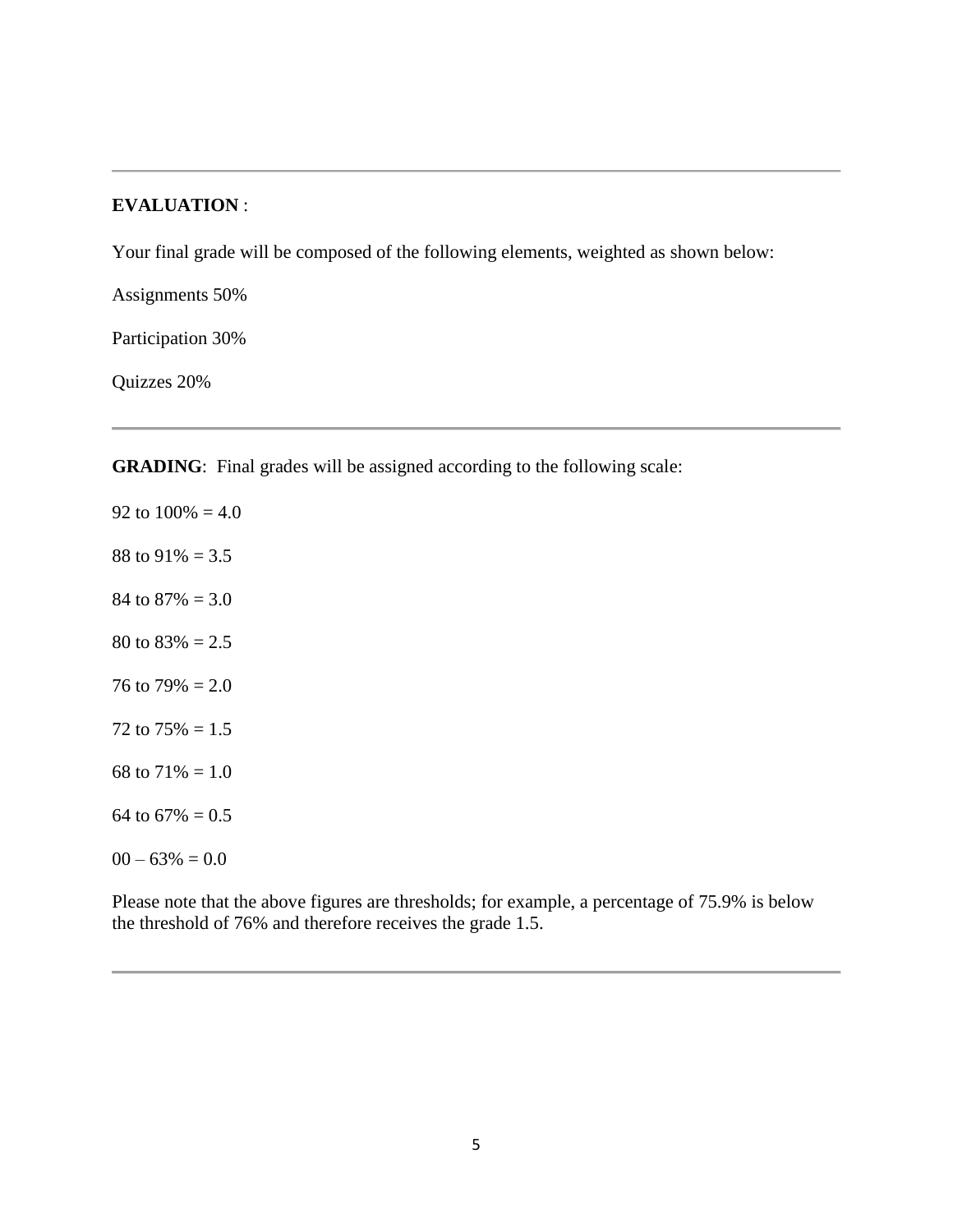---

**EVALUATION** :

Your final grade will be composed of the following elements, weighted as shown below:

Assignments 50%

Participation 30%

Quizzes 20%

---

**GRADING**: Final grades will be assigned according to the following scale:

92 to 100% = 4.0

88 to 91% = 3.5

84 to 87% = 3.0

80 to 83% = 2.5

76 to 79% = 2.0

72 to 75% = 1.5

68 to 71% = 1.0

64 to 67% = 0.5

00 – 63% = 0.0

Please note that the above figures are thresholds; for example, a percentage of 75.9% is below the threshold of 76% and therefore receives the grade 1.5.

---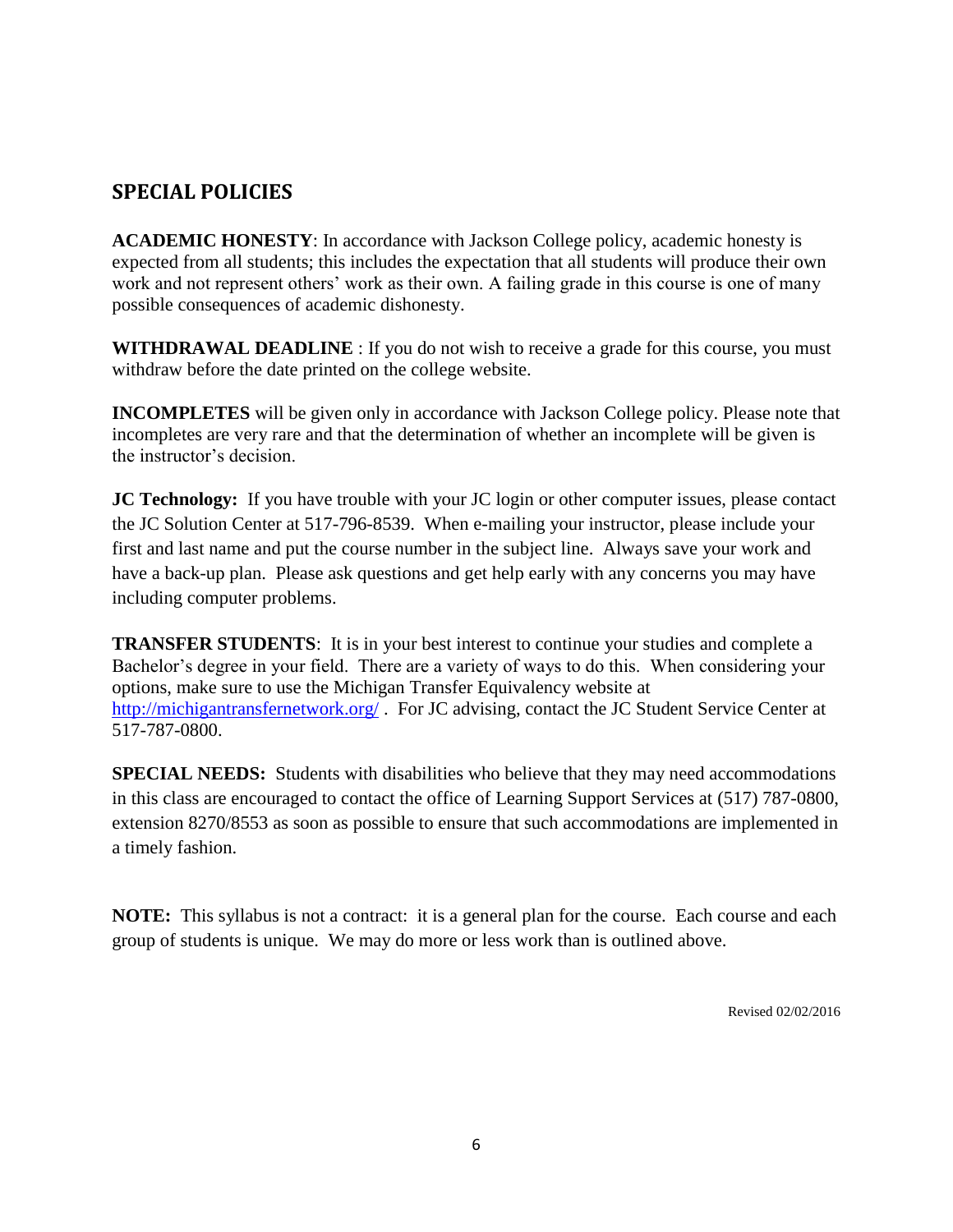## SPECIAL POLICIES

**ACADEMIC HONESTY**: In accordance with Jackson College policy, academic honesty is expected from all students; this includes the expectation that all students will produce their own work and not represent others' work as their own. A failing grade in this course is one of many possible consequences of academic dishonesty.

**WITHDRAWAL DEADLINE** : If you do not wish to receive a grade for this course, you must withdraw before the date printed on the college website.

**INCOMPLETES** will be given only in accordance with Jackson College policy. Please note that incompletes are very rare and that the determination of whether an incomplete will be given is the instructor's decision.

**JC Technology:** If you have trouble with your JC login or other computer issues, please contact the JC Solution Center at 517-796-8539. When e-mailing your instructor, please include your first and last name and put the course number in the subject line. Always save your work and have a back-up plan. Please ask questions and get help early with any concerns you may have including computer problems.

**TRANSFER STUDENTS**: It is in your best interest to continue your studies and complete a Bachelor's degree in your field. There are a variety of ways to do this. When considering your options, make sure to use the Michigan Transfer Equivalency website at http://michigantransfernetwork.org/ . For JC advising, contact the JC Student Service Center at 517-787-0800.

**SPECIAL NEEDS:** Students with disabilities who believe that they may need accommodations in this class are encouraged to contact the office of Learning Support Services at (517) 787-0800, extension 8270/8553 as soon as possible to ensure that such accommodations are implemented in a timely fashion.

**NOTE:** This syllabus is not a contract: it is a general plan for the course. Each course and each group of students is unique. We may do more or less work than is outlined above.

Revised 02/02/2016